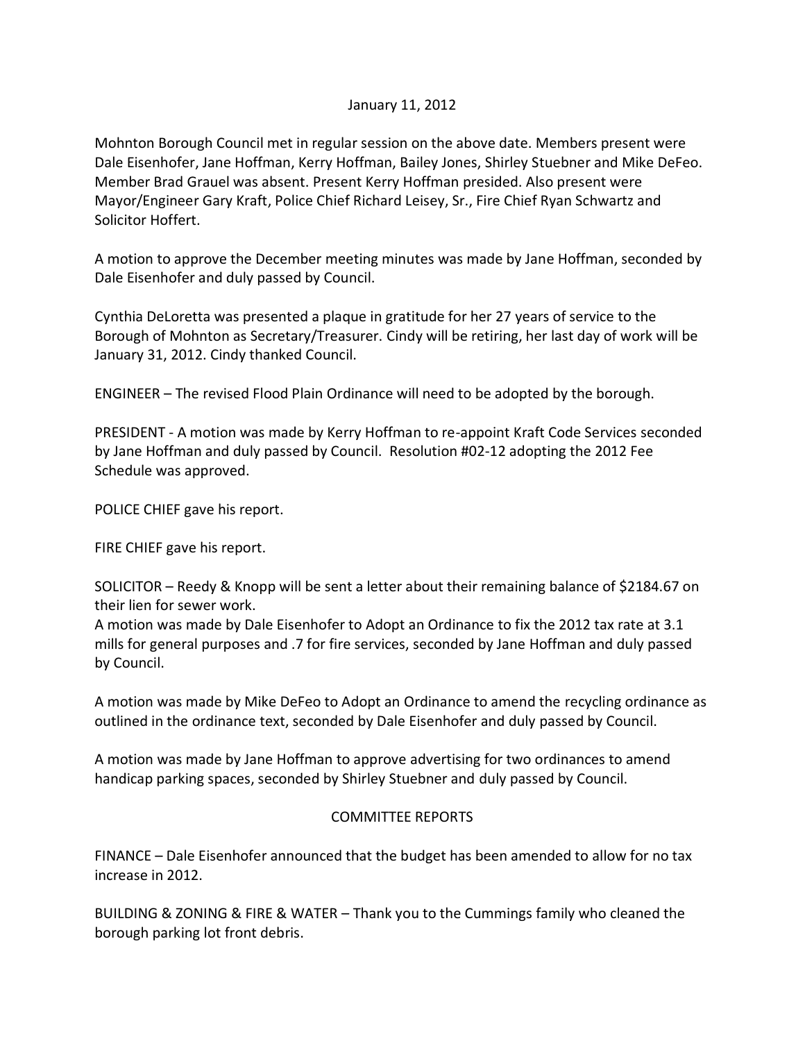January 11, 2012

Mohnton Borough Council met in regular session on the above date. Members present were Dale Eisenhofer, Jane Hoffman, Kerry Hoffman, Bailey Jones, Shirley Stuebner and Mike DeFeo. Member Brad Grauel was absent. Present Kerry Hoffman presided. Also present were Mayor/Engineer Gary Kraft, Police Chief Richard Leisey, Sr., Fire Chief Ryan Schwartz and Solicitor Hoffert.

A motion to approve the December meeting minutes was made by Jane Hoffman, seconded by Dale Eisenhofer and duly passed by Council.

Cynthia DeLoretta was presented a plaque in gratitude for her 27 years of service to the Borough of Mohnton as Secretary/Treasurer. Cindy will be retiring, her last day of work will be January 31, 2012. Cindy thanked Council.

ENGINEER – The revised Flood Plain Ordinance will need to be adopted by the borough.

PRESIDENT - A motion was made by Kerry Hoffman to re-appoint Kraft Code Services seconded by Jane Hoffman and duly passed by Council. Resolution #02-12 adopting the 2012 Fee Schedule was approved.

POLICE CHIEF gave his report.

FIRE CHIEF gave his report.

SOLICITOR – Reedy & Knopp will be sent a letter about their remaining balance of $2184.67 on their lien for sewer work.
A motion was made by Dale Eisenhofer to Adopt an Ordinance to fix the 2012 tax rate at 3.1 mills for general purposes and .7 for fire services, seconded by Jane Hoffman and duly passed by Council.

A motion was made by Mike DeFeo to Adopt an Ordinance to amend the recycling ordinance as outlined in the ordinance text, seconded by Dale Eisenhofer and duly passed by Council.

A motion was made by Jane Hoffman to approve advertising for two ordinances to amend handicap parking spaces, seconded by Shirley Stuebner and duly passed by Council.

COMMITTEE REPORTS

FINANCE – Dale Eisenhofer announced that the budget has been amended to allow for no tax increase in 2012.

BUILDING & ZONING & FIRE & WATER – Thank you to the Cummings family who cleaned the borough parking lot front debris.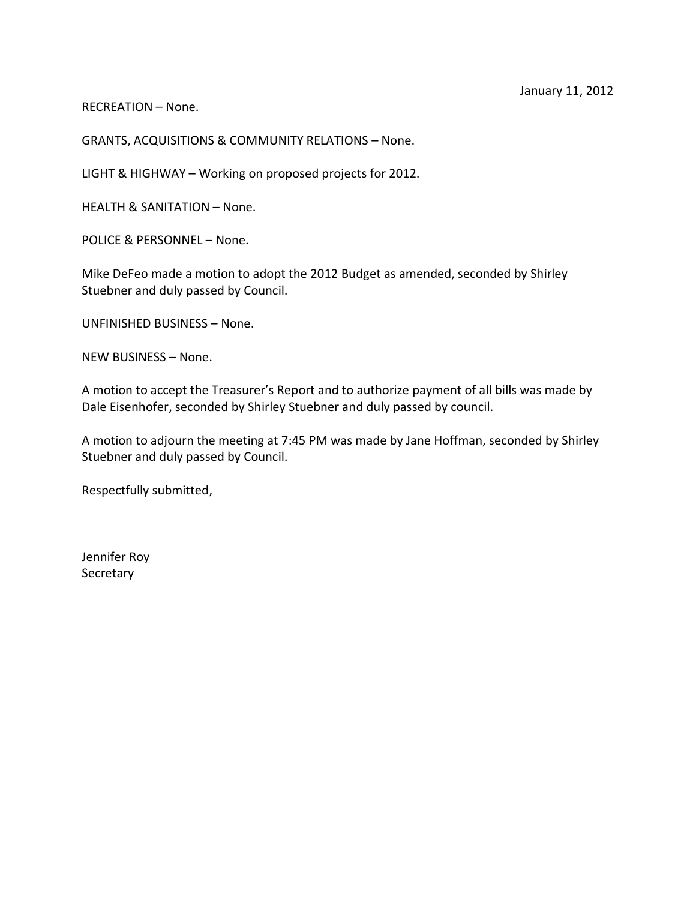January 11, 2012

RECREATION – None.

GRANTS, ACQUISITIONS & COMMUNITY RELATIONS – None.

LIGHT & HIGHWAY – Working on proposed projects for 2012.

HEALTH & SANITATION – None.

POLICE & PERSONNEL – None.

Mike DeFeo made a motion to adopt the 2012 Budget as amended, seconded by Shirley Stuebner and duly passed by Council.

UNFINISHED BUSINESS – None.

NEW BUSINESS – None.

A motion to accept the Treasurer's Report and to authorize payment of all bills was made by Dale Eisenhofer, seconded by Shirley Stuebner and duly passed by council.

A motion to adjourn the meeting at 7:45 PM was made by Jane Hoffman, seconded by Shirley Stuebner and duly passed by Council.

Respectfully submitted,

Jennifer Roy
Secretary